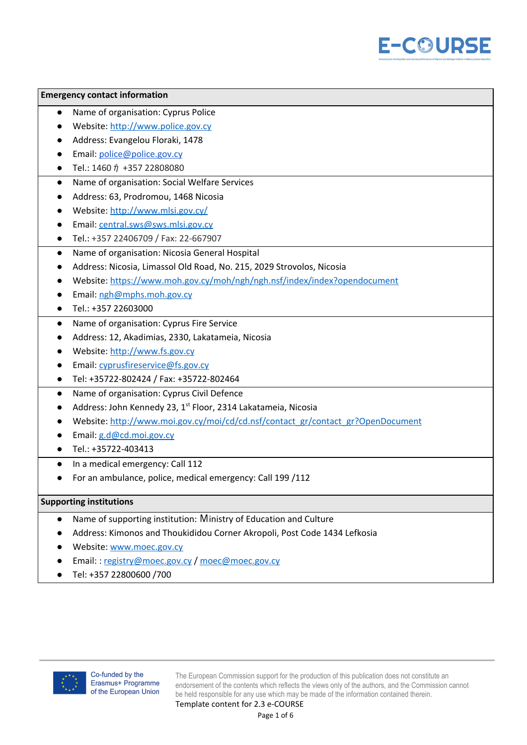**Emergency contact information**

- Name of organisation: Cyprus Police
- Website: http://www.police.gov.cy
- Address: Evangelou Floraki, 1478
- Email: police@police.gov.cy
- Tel.: 1460 ή +357 22808080

- Name of organisation: Social Welfare Services
- Address: 63, Prodromou, 1468 Nicosia
- Website: http://www.mlsi.gov.cy/
- Email: central.sws@sws.mlsi.gov.cy
- Tel.: +357 22406709 / Fax: 22-667907

- Name of organisation: Nicosia General Hospital
- Address: Nicosia, Limassol Old Road, No. 215, 2029 Strovolos, Nicosia
- Website: https://www.moh.gov.cy/moh/ngh/ngh.nsf/index/index?opendocument
- Email: ngh@mphs.moh.gov.cy
- Tel.: +357 22603000

- Name of organisation: Cyprus Fire Service
- Address: 12, Akadimias, 2330, Lakatameia, Nicosia
- Website: http://www.fs.gov.cy
- Email: cyprusfireservice@fs.gov.cy
- Tel: +35722-802424 / Fax: +35722-802464

- Name of organisation: Cyprus Civil Defence
- Address: John Kennedy 23, 1st Floor, 2314 Lakatameia, Nicosia
- Website: http://www.moi.gov.cy/moi/cd/cd.nsf/contact_gr/contact_gr?OpenDocument
- Email: g.d@cd.moi.gov.cy
- Tel.: +35722-403413

- In a medical emergency: Call 112
- For an ambulance, police, medical emergency: Call 199 /112

**Supporting institutions**

- Name of supporting institution: Ministry of Education and Culture
- Address: Kimonos and Thoukididou Corner Akropoli, Post Code 1434 Lefkosia
- Website: www.moec.gov.cy
- Email: : registry@moec.gov.cy / moec@moec.gov.cy
- Tel: +357 22800600 /700

Co-funded by the Erasmus+ Programme of the European Union

The European Commission support for the production of this publication does not constitute an endorsement of the contents which reflects the views only of the authors, and the Commission cannot be held responsible for any use which may be made of the information contained therein.

Template content for 2.3 e-COURSE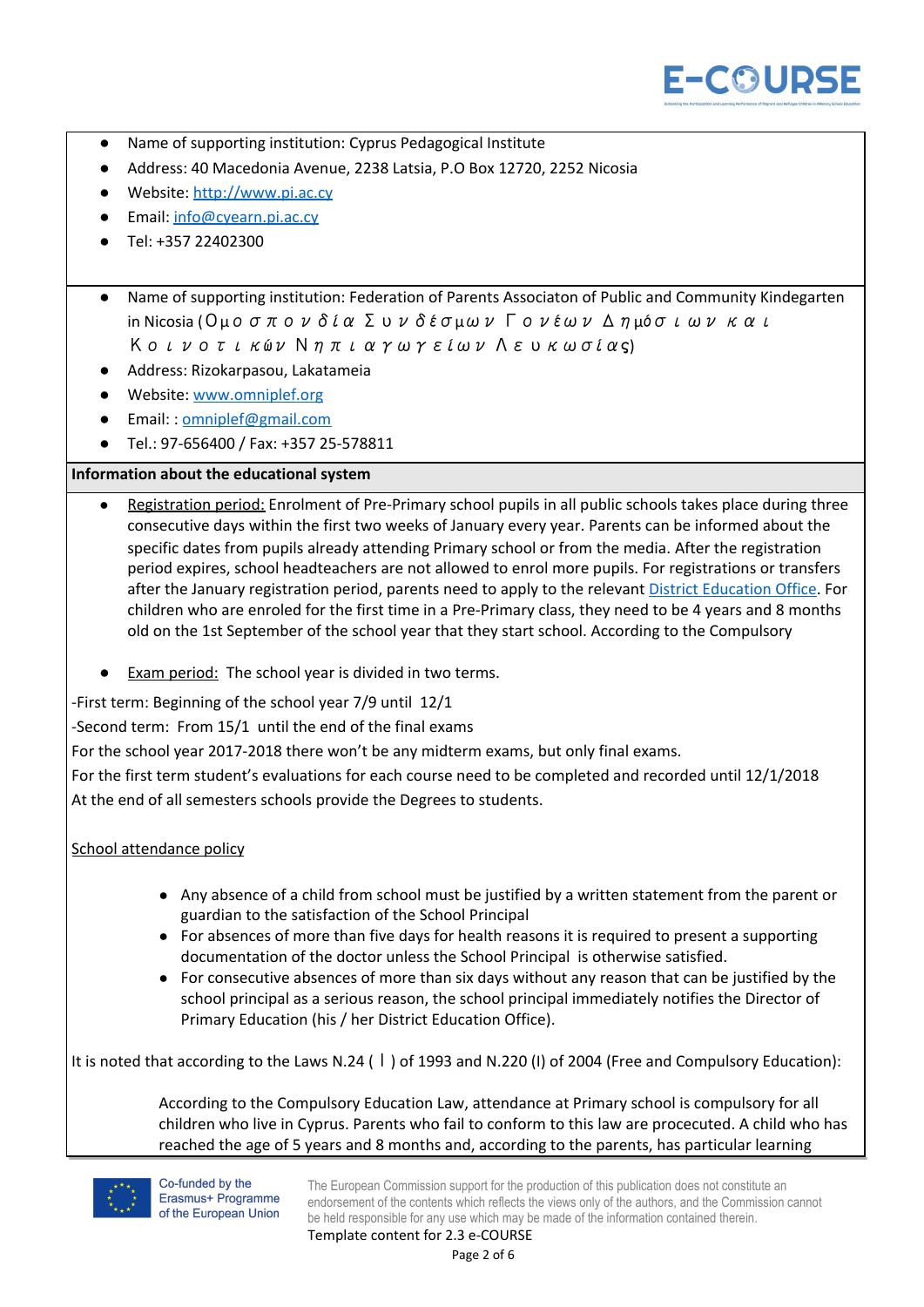- Name of supporting institution: Cyprus Pedagogical Institute
- Address: 40 Macedonia Avenue, 2238 Latsia, P.O Box 12720, 2252 Nicosia
- Website: [http://www.pi.ac.cy](http://www.pi.ac.cy)
- Email: [info@cyearn.pi.ac.cy](mailto:info@cyearn.pi.ac.cy)
- Tel: +357 22402300

- Name of supporting institution: Federation of Parents Associaton of Public and Community Kindergarten in Nicosia (Ομοσπονδία Συνδέσμων Γονέων Δημόσιων και Κοινοτικών Νηπιαγωγείων Λευκωσίας)
- Address: Rizokarpasou, Lakatameia
- Website: [www.omniplef.org](http://www.omniplef.org)
- Email: : [omniplef@gmail.com](mailto:omniplef@gmail.com)
- Tel.: 97-656400 / Fax: +357 25-578811

**Information about the educational system**

- Registration period: Enrolment of Pre-Primary school pupils in all public schools takes place during three consecutive days within the first two weeks of January every year. Parents can be informed about the specific dates from pupils already attending Primary school or from the media. After the registration period expires, school headteachers are not allowed to enrol more pupils. For registrations or transfers after the January registration period, parents need to apply to the relevant District Education Office. For children who are enroled for the first time in a Pre-Primary class, they need to be 4 years and 8 months old on the 1st September of the school year that they start school. According to the Compulsory

- Exam period: The school year is divided in two terms.

-First term: Beginning of the school year 7/9 until 12/1

-Second term: From 15/1 until the end of the final exams

For the school year 2017-2018 there won't be any midterm exams, but only final exams.

For the first term student's evaluations for each course need to be completed and recorded until 12/1/2018

At the end of all semesters schools provide the Degrees to students.

School attendance policy

- Any absence of a child from school must be justified by a written statement from the parent or guardian to the satisfaction of the School Principal
- For absences of more than five days for health reasons it is required to present a supporting documentation of the doctor unless the School Principal is otherwise satisfied.
- For consecutive absences of more than six days without any reason that can be justified by the school principal as a serious reason, the school principal immediately notifies the Director of Primary Education (his / her District Education Office).

It is noted that according to the Laws N.24 ( Ι ) of 1993 and N.220 (I) of 2004 (Free and Compulsory Education):

According to the Compulsory Education Law, attendance at Primary school is compulsory for all children who live in Cyprus. Parents who fail to conform to this law are procecuted. A child who has reached the age of 5 years and 8 months and, according to the parents, has particular learning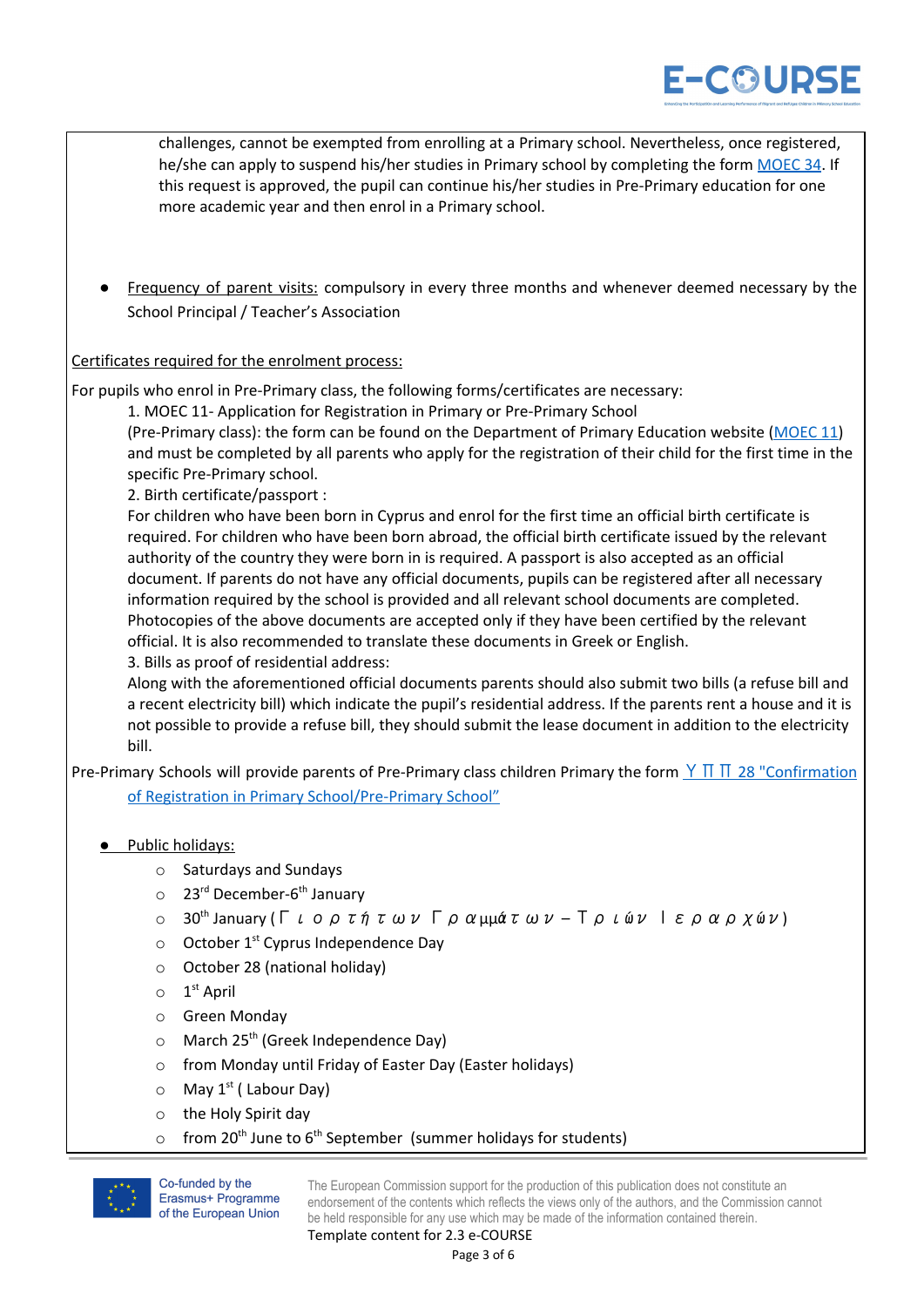challenges, cannot be exempted from enrolling at a Primary school. Nevertheless, once registered, he/she can apply to suspend his/her studies in Primary school by completing the form MOEC 34. If this request is approved, the pupil can continue his/her studies in Pre-Primary education for one more academic year and then enrol in a Primary school.

- Frequency of parent visits: compulsory in every three months and whenever deemed necessary by the School Principal / Teacher's Association

Certificates required for the enrolment process:

For pupils who enrol in Pre-Primary class, the following forms/certificates are necessary:

1. MOEC 11- Application for Registration in Primary or Pre-Primary School (Pre-Primary class): the form can be found on the Department of Primary Education website (MOEC 11) and must be completed by all parents who apply for the registration of their child for the first time in the specific Pre-Primary school.
2. Birth certificate/passport :
   For children who have been born in Cyprus and enrol for the first time an official birth certificate is required. For children who have been born abroad, the official birth certificate issued by the relevant authority of the country they were born in is required. A passport is also accepted as an official document. If parents do not have any official documents, pupils can be registered after all necessary information required by the school is provided and all relevant school documents are completed. Photocopies of the above documents are accepted only if they have been certified by the relevant official. It is also recommended to translate these documents in Greek or English.
3. Bills as proof of residential address:
   Along with the aforementioned official documents parents should also submit two bills (a refuse bill and a recent electricity bill) which indicate the pupil's residential address. If the parents rent a house and it is not possible to provide a refuse bill, they should submit the lease document in addition to the electricity bill.

Pre-Primary Schools will provide parents of Pre-Primary class children Primary the form ΥΠΠ 28 "Confirmation of Registration in Primary School/Pre-Primary School"

- Public holidays:
  - Saturdays and Sundays
  - 23rd December-6th January
  - 30th January (Γιορτή των Γραμμάτων – Τριών Ιεραρχών)
  - October 1st Cyprus Independence Day
  - October 28 (national holiday)
  - 1st April
  - Green Monday
  - March 25th (Greek Independence Day)
  - from Monday until Friday of Easter Day (Easter holidays)
  - May 1st ( Labour Day)
  - the Holy Spirit day
  - from 20th June to 6th September (summer holidays for students)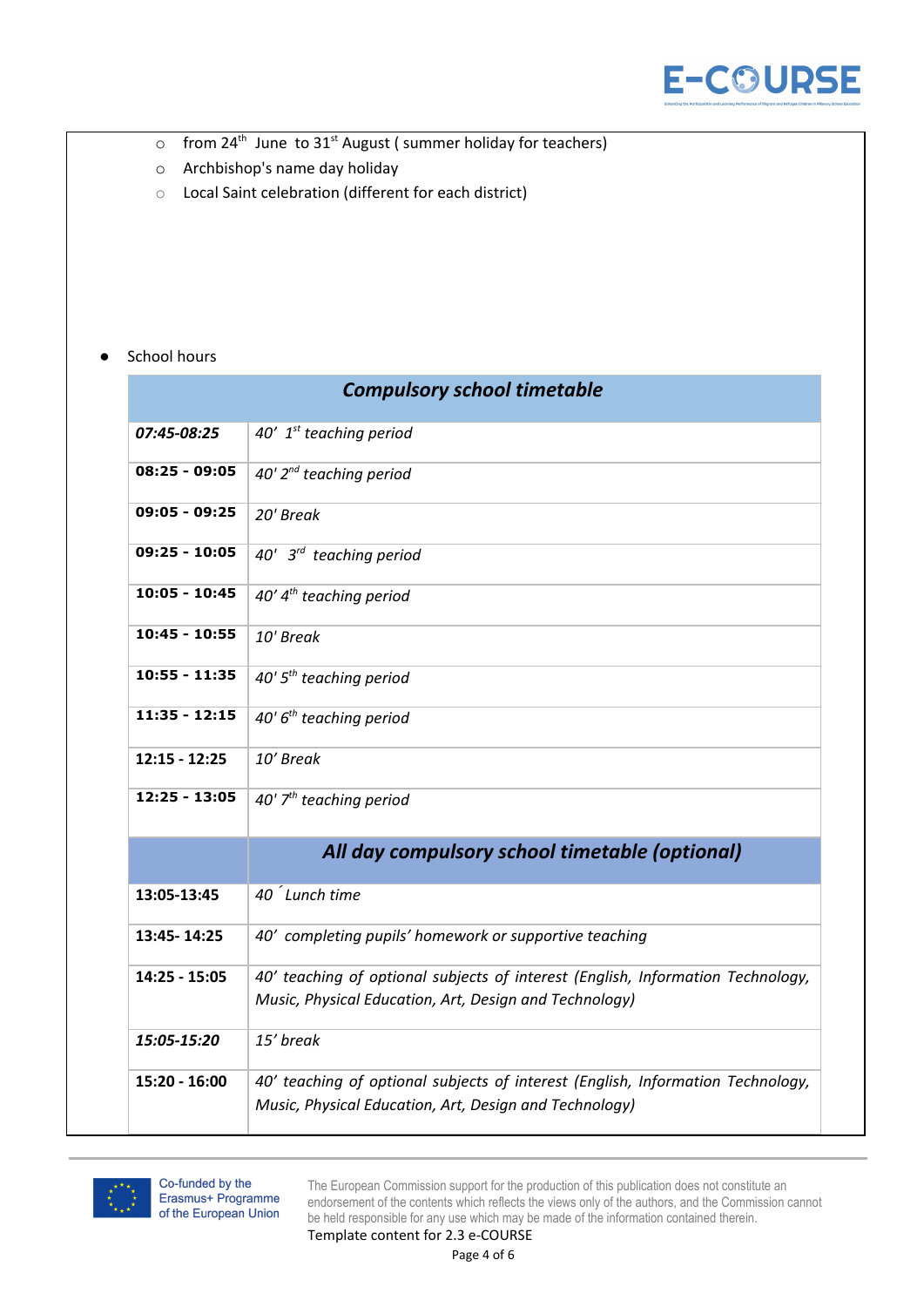- from 24th June to 31st August ( summer holiday for teachers)
- Archbishop's name day holiday
- Local Saint celebration (different for each district)

- School hours

| *Compulsory school timetable* | |
|---|---|
| ***07:45-08:25*** | *40' 1st teaching period* |
| **08:25 - 09:05** | *40' 2nd teaching period* |
| **09:05 - 09:25** | *20' Break* |
| **09:25 - 10:05** | *40' 3rd teaching period* |
| **10:05 - 10:45** | *40' 4th teaching period* |
| **10:45 - 10:55** | *10' Break* |
| **10:55 - 11:35** | *40' 5th teaching period* |
| **11:35 - 12:15** | *40' 6th teaching period* |
| **12:15 - 12:25** | *10' Break* |
| **12:25 - 13:05** | *40' 7th teaching period* |
| | ***All day compulsory school timetable (optional)*** |
| **13:05-13:45** | *40 ´ Lunch time* |
| **13:45- 14:25** | *40' completing pupils' homework or supportive teaching* |
| **14:25 - 15:05** | *40' teaching of optional subjects of interest (English, Information Technology, Music, Physical Education, Art, Design and Technology)* |
| ***15:05-15:20*** | *15' break* |
| **15:20 - 16:00** | *40' teaching of optional subjects of interest (English, Information Technology, Music, Physical Education, Art, Design and Technology)* |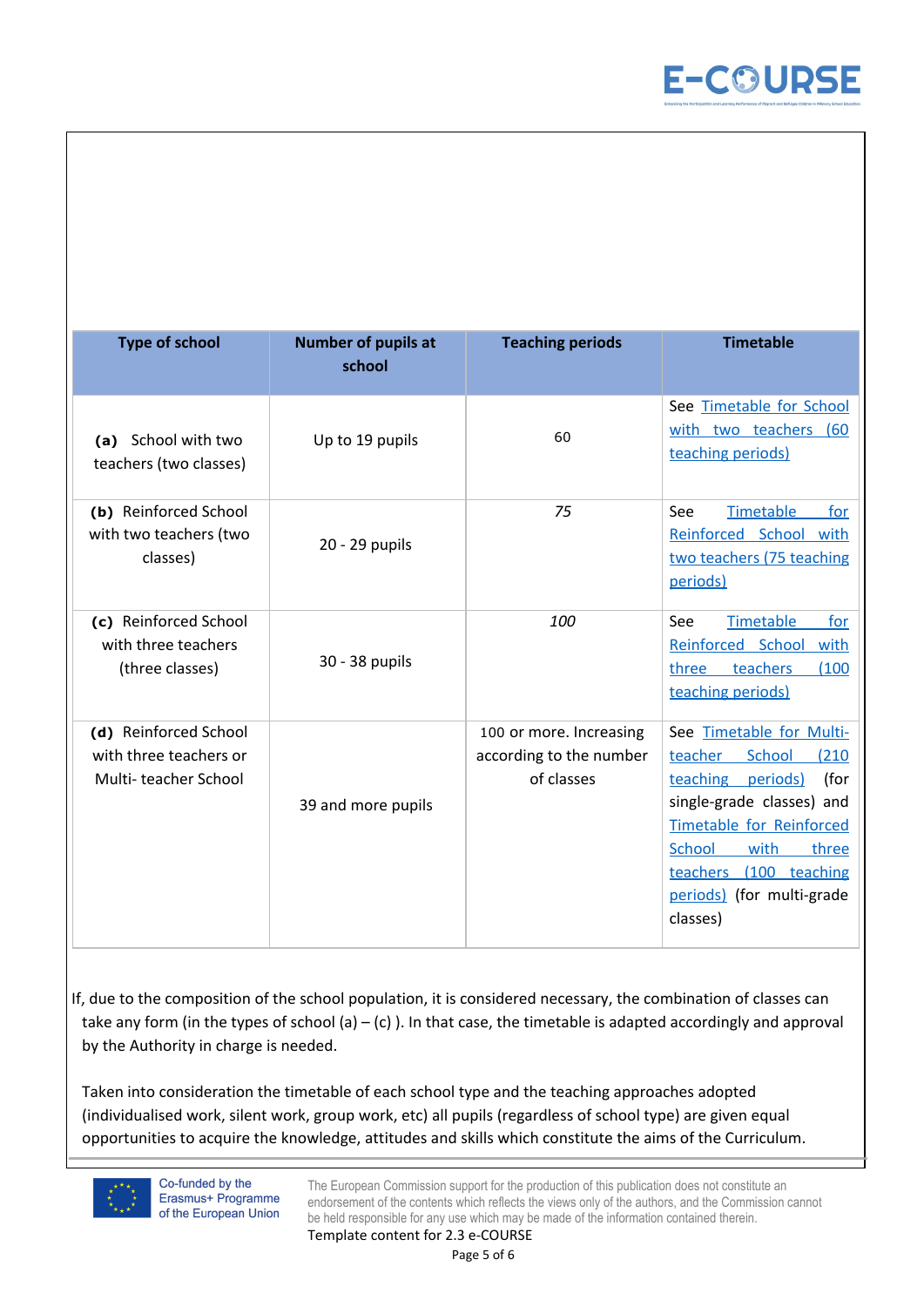| Type of school | Number of pupils at school | Teaching periods | Timetable |
|---|---|---|---|
| **(a)** School with two teachers (two classes) | Up to 19 pupils | 60 | See Timetable for School with two teachers (60 teaching periods) |
| **(b)** Reinforced School with two teachers (two classes) | 20 - 29 pupils | *75* | See Timetable for Reinforced School with two teachers (75 teaching periods) |
| **(c)** Reinforced School with three teachers (three classes) | 30 - 38 pupils | *100* | See Timetable for Reinforced School with three teachers (100 teaching periods) |
| **(d)** Reinforced School with three teachers or Multi- teacher School | 39 and more pupils | 100 or more. Increasing according to the number of classes | See Timetable for Multi-teacher School (210 teaching periods) (for single-grade classes) and Timetable for Reinforced School with three teachers (100 teaching periods) (for multi-grade classes) |

If, due to the composition of the school population, it is considered necessary, the combination of classes can take any form (in the types of school (a) – (c) ). In that case, the timetable is adapted accordingly and approval by the Authority in charge is needed.

Taken into consideration the timetable of each school type and the teaching approaches adopted (individualised work, silent work, group work, etc) all pupils (regardless of school type) are given equal opportunities to acquire the knowledge, attitudes and skills which constitute the aims of the Curriculum.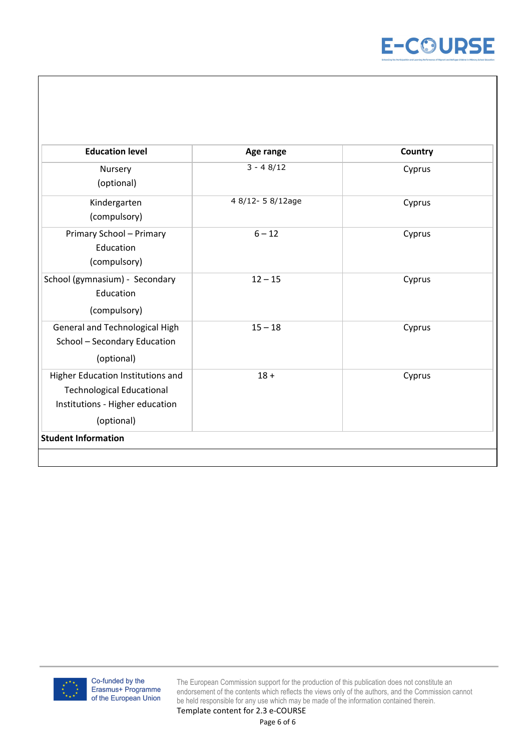| Education level | Age range | Country |
|---|---|---|
| Nursery (optional) | 3 - 4 8/12 | Cyprus |
| Kindergarten (compulsory) | 4 8/12- 5 8/12age | Cyprus |
| Primary School – Primary Education (compulsory) | 6 – 12 | Cyprus |
| School (gymnasium) - Secondary Education (compulsory) | 12 – 15 | Cyprus |
| General and Technological High School – Secondary Education (optional) | 15 – 18 | Cyprus |
| Higher Education Institutions and Technological Educational Institutions - Higher education (optional) | 18 + | Cyprus |

**Student Information**

Co-funded by the Erasmus+ Programme of the European Union

The European Commission support for the production of this publication does not constitute an endorsement of the contents which reflects the views only of the authors, and the Commission cannot be held responsible for any use which may be made of the information contained therein.

Template content for 2.3 e-COURSE